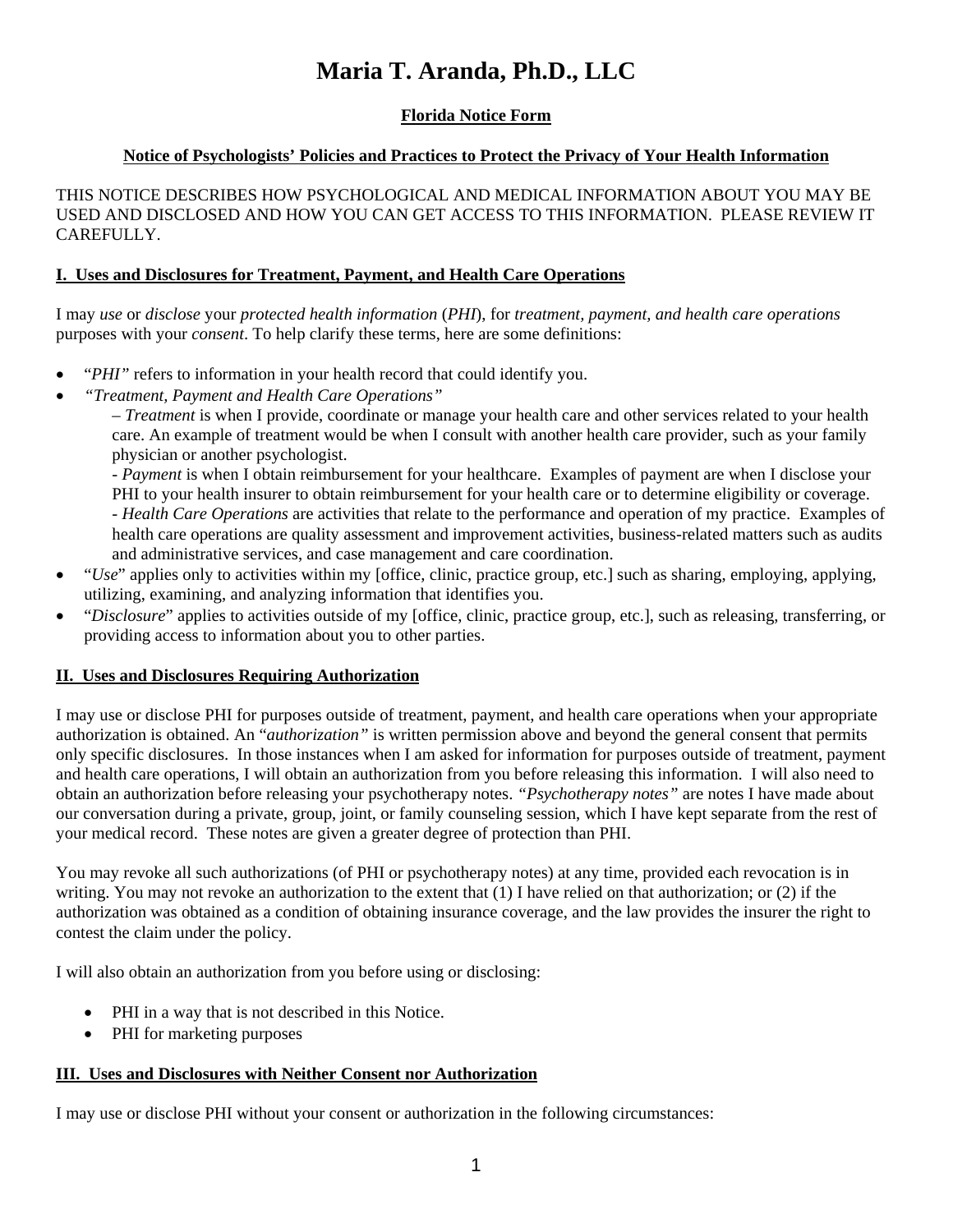# Maria T. Aranda, Ph.D., LLC

## Florida Notice Form

### Notice of Psychologists' Policies and Practices to Protect the Privacy of Your Health Information

THIS NOTICE DESCRIBES HOW PSYCHOLOGICAL AND MEDICAL INFORMATION ABOUT YOU MAY BE USED AND DISCLOSED AND HOW YOU CAN GET ACCESS TO THIS INFORMATION. PLEASE REVIEW IT CAREFULLY.

### I. Uses and Disclosures for Treatment, Payment, and Health Care Operations

I may *use* or *disclose* your *protected health information* (*PHI*), for *treatment, payment, and health care operations* purposes with your *consent*. To help clarify these terms, here are some definitions:

- "*PHI"* refers to information in your health record that could identify you.
- *"Treatment, Payment and Health Care Operations"*
  – *Treatment* is when I provide, coordinate or manage your health care and other services related to your health care. An example of treatment would be when I consult with another health care provider, such as your family physician or another psychologist.
  - *Payment* is when I obtain reimbursement for your healthcare. Examples of payment are when I disclose your PHI to your health insurer to obtain reimbursement for your health care or to determine eligibility or coverage.
  - *Health Care Operations* are activities that relate to the performance and operation of my practice. Examples of health care operations are quality assessment and improvement activities, business-related matters such as audits and administrative services, and case management and care coordination.
- "*Use*" applies only to activities within my [office, clinic, practice group, etc.] such as sharing, employing, applying, utilizing, examining, and analyzing information that identifies you.
- "*Disclosure*" applies to activities outside of my [office, clinic, practice group, etc.], such as releasing, transferring, or providing access to information about you to other parties.

### II. Uses and Disclosures Requiring Authorization

I may use or disclose PHI for purposes outside of treatment, payment, and health care operations when your appropriate authorization is obtained. An "*authorization"* is written permission above and beyond the general consent that permits only specific disclosures. In those instances when I am asked for information for purposes outside of treatment, payment and health care operations, I will obtain an authorization from you before releasing this information. I will also need to obtain an authorization before releasing your psychotherapy notes. *"Psychotherapy notes"* are notes I have made about our conversation during a private, group, joint, or family counseling session, which I have kept separate from the rest of your medical record. These notes are given a greater degree of protection than PHI.

You may revoke all such authorizations (of PHI or psychotherapy notes) at any time, provided each revocation is in writing. You may not revoke an authorization to the extent that (1) I have relied on that authorization; or (2) if the authorization was obtained as a condition of obtaining insurance coverage, and the law provides the insurer the right to contest the claim under the policy.

I will also obtain an authorization from you before using or disclosing:

- PHI in a way that is not described in this Notice.
- PHI for marketing purposes

### III. Uses and Disclosures with Neither Consent nor Authorization

I may use or disclose PHI without your consent or authorization in the following circumstances: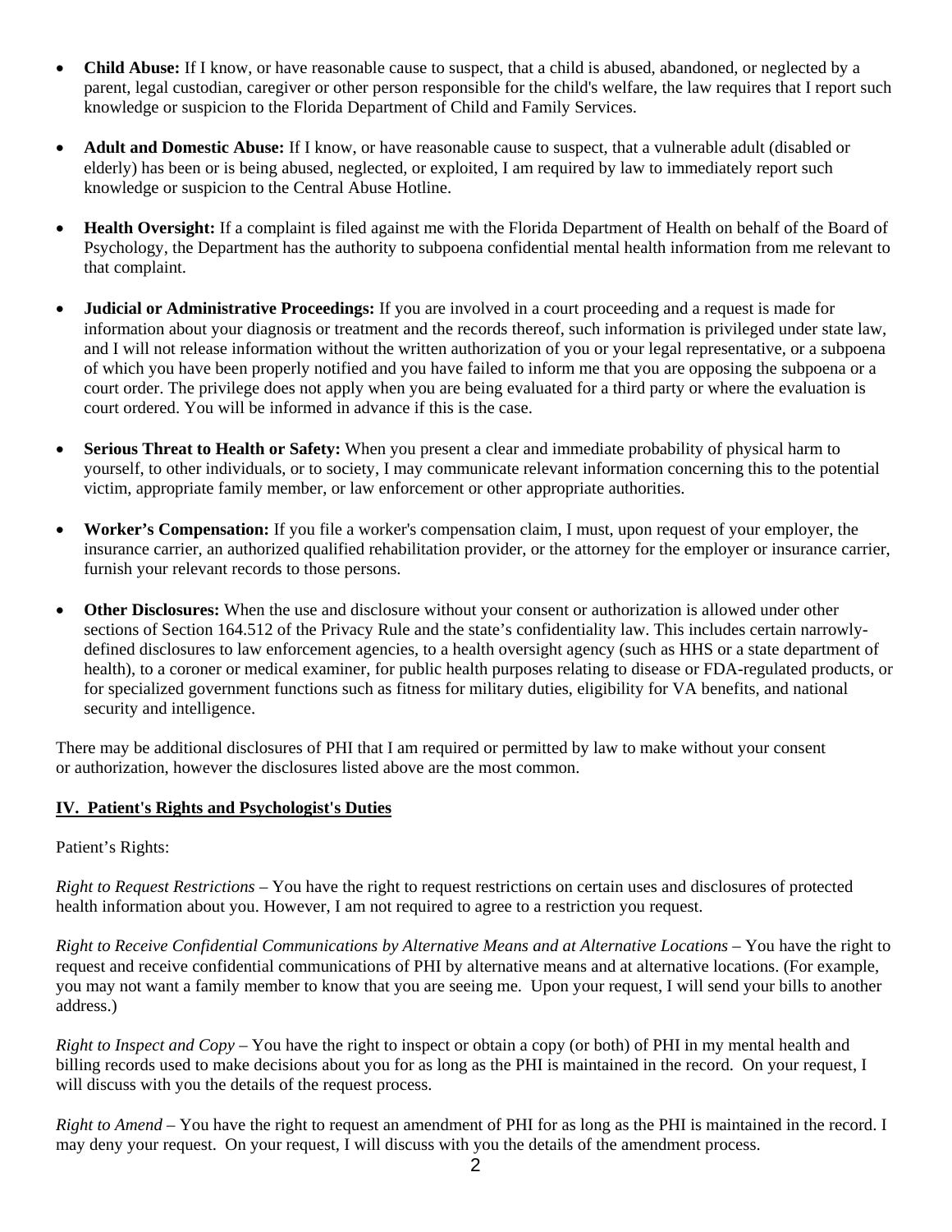- **Child Abuse:** If I know, or have reasonable cause to suspect, that a child is abused, abandoned, or neglected by a parent, legal custodian, caregiver or other person responsible for the child's welfare, the law requires that I report such knowledge or suspicion to the Florida Department of Child and Family Services.

- **Adult and Domestic Abuse:** If I know, or have reasonable cause to suspect, that a vulnerable adult (disabled or elderly) has been or is being abused, neglected, or exploited, I am required by law to immediately report such knowledge or suspicion to the Central Abuse Hotline.

- **Health Oversight:** If a complaint is filed against me with the Florida Department of Health on behalf of the Board of Psychology, the Department has the authority to subpoena confidential mental health information from me relevant to that complaint.

- **Judicial or Administrative Proceedings:** If you are involved in a court proceeding and a request is made for information about your diagnosis or treatment and the records thereof, such information is privileged under state law, and I will not release information without the written authorization of you or your legal representative, or a subpoena of which you have been properly notified and you have failed to inform me that you are opposing the subpoena or a court order. The privilege does not apply when you are being evaluated for a third party or where the evaluation is court ordered. You will be informed in advance if this is the case.

- **Serious Threat to Health or Safety:** When you present a clear and immediate probability of physical harm to yourself, to other individuals, or to society, I may communicate relevant information concerning this to the potential victim, appropriate family member, or law enforcement or other appropriate authorities.

- **Worker's Compensation:** If you file a worker's compensation claim, I must, upon request of your employer, the insurance carrier, an authorized qualified rehabilitation provider, or the attorney for the employer or insurance carrier, furnish your relevant records to those persons.

- **Other Disclosures:** When the use and disclosure without your consent or authorization is allowed under other sections of Section 164.512 of the Privacy Rule and the state's confidentiality law. This includes certain narrowly-defined disclosures to law enforcement agencies, to a health oversight agency (such as HHS or a state department of health), to a coroner or medical examiner, for public health purposes relating to disease or FDA-regulated products, or for specialized government functions such as fitness for military duties, eligibility for VA benefits, and national security and intelligence.

There may be additional disclosures of PHI that I am required or permitted by law to make without your consent or authorization, however the disclosures listed above are the most common.

## IV. Patient's Rights and Psychologist's Duties

Patient's Rights:

*Right to Request Restrictions* – You have the right to request restrictions on certain uses and disclosures of protected health information about you. However, I am not required to agree to a restriction you request.

*Right to Receive Confidential Communications by Alternative Means and at Alternative Locations* – You have the right to request and receive confidential communications of PHI by alternative means and at alternative locations. (For example, you may not want a family member to know that you are seeing me. Upon your request, I will send your bills to another address.)

*Right to Inspect and Copy* – You have the right to inspect or obtain a copy (or both) of PHI in my mental health and billing records used to make decisions about you for as long as the PHI is maintained in the record. On your request, I will discuss with you the details of the request process.

*Right to Amend* – You have the right to request an amendment of PHI for as long as the PHI is maintained in the record. I may deny your request. On your request, I will discuss with you the details of the amendment process.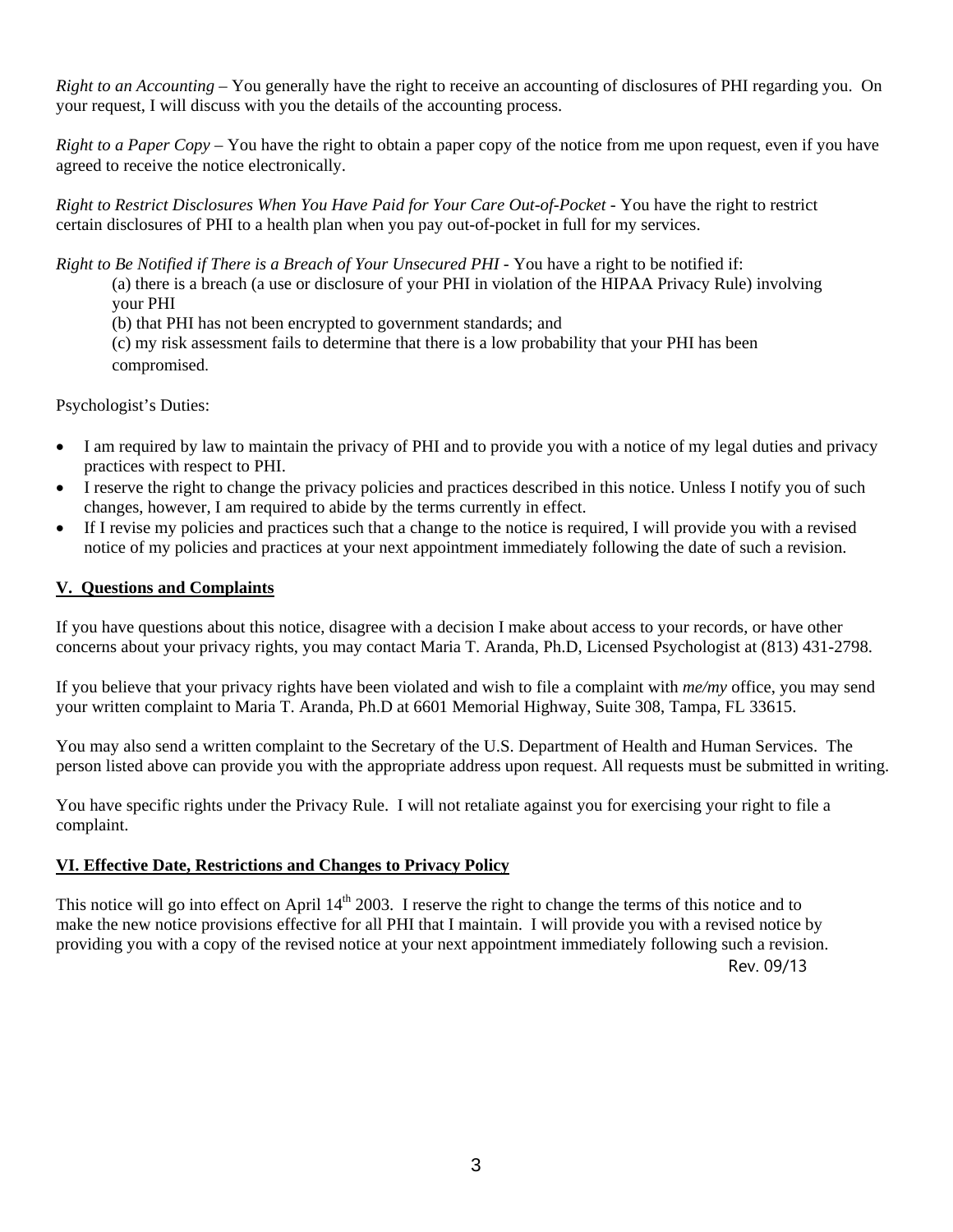*Right to an Accounting* – You generally have the right to receive an accounting of disclosures of PHI regarding you. On your request, I will discuss with you the details of the accounting process.

*Right to a Paper Copy* – You have the right to obtain a paper copy of the notice from me upon request, even if you have agreed to receive the notice electronically.

*Right to Restrict Disclosures When You Have Paid for Your Care Out-of-Pocket* - You have the right to restrict certain disclosures of PHI to a health plan when you pay out-of-pocket in full for my services.

*Right to Be Notified if There is a Breach of Your Unsecured PHI* - You have a right to be notified if:

(a) there is a breach (a use or disclosure of your PHI in violation of the HIPAA Privacy Rule) involving your PHI

(b) that PHI has not been encrypted to government standards; and

(c) my risk assessment fails to determine that there is a low probability that your PHI has been compromised.

Psychologist's Duties:

- I am required by law to maintain the privacy of PHI and to provide you with a notice of my legal duties and privacy practices with respect to PHI.
- I reserve the right to change the privacy policies and practices described in this notice. Unless I notify you of such changes, however, I am required to abide by the terms currently in effect.
- If I revise my policies and practices such that a change to the notice is required, I will provide you with a revised notice of my policies and practices at your next appointment immediately following the date of such a revision.

## V. Questions and Complaints

If you have questions about this notice, disagree with a decision I make about access to your records, or have other concerns about your privacy rights, you may contact Maria T. Aranda, Ph.D, Licensed Psychologist at (813) 431-2798.

If you believe that your privacy rights have been violated and wish to file a complaint with *me/my* office, you may send your written complaint to Maria T. Aranda, Ph.D at 6601 Memorial Highway, Suite 308, Tampa, FL 33615.

You may also send a written complaint to the Secretary of the U.S. Department of Health and Human Services. The person listed above can provide you with the appropriate address upon request. All requests must be submitted in writing.

You have specific rights under the Privacy Rule. I will not retaliate against you for exercising your right to file a complaint.

## VI. Effective Date, Restrictions and Changes to Privacy Policy

This notice will go into effect on April 14th 2003. I reserve the right to change the terms of this notice and to make the new notice provisions effective for all PHI that I maintain. I will provide you with a revised notice by providing you with a copy of the revised notice at your next appointment immediately following such a revision.

Rev. 09/13